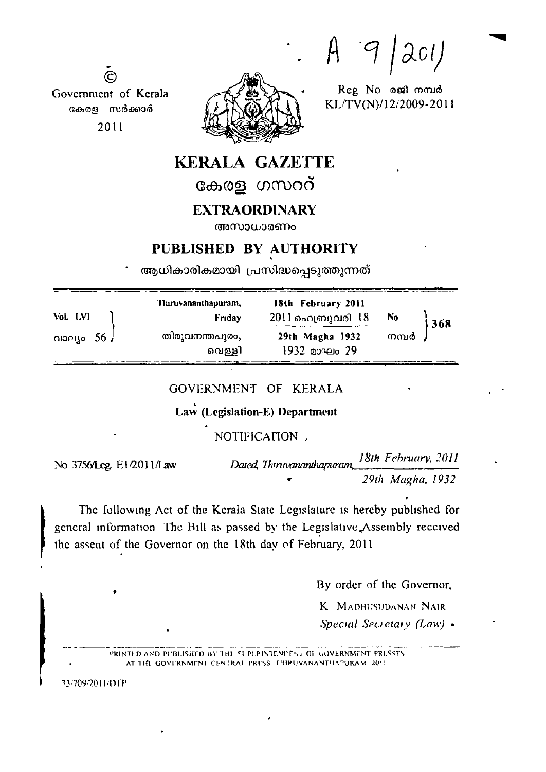A 9/2011

© Government of Kerala
കേരള സർക്കാർ
2011

Reg No രജി നമ്പർ
KL/TV(N)/12/2009-2011

# KERALA GAZETTE
# കേരള ഗസററ്

## EXTRAORDINARY
അസാധാരണം

## PUBLISHED BY AUTHORITY
ആധികാരികമായി പ്രസിദ്ധപ്പെടുത്തുന്നത്

| Vol. LVI<br>വാല്യം 56 | Thiruvananthapuram, Friday<br>തിരുവനന്തപുരം, വെള്ളി | 18th February 2011<br>2011 ഫെബ്രുവരി 18<br>29th Magha 1932<br>1932 മാഘം 29 | No<br>നമ്പർ 368 |
|---|---|---|---|

GOVERNMENT OF KERALA

**Law (Legislation-E) Department**

NOTIFICATION

No 3756/Leg. E1/2011/Law

*Dated, Thiruvananthapuram, 18th February, 2011*
*29th Magha, 1932*

The following Act of the Kerala State Legislature is hereby published for general information The Bill as passed by the Legislative Assembly received the assent of the Governor on the 18th day of February, 2011

By order of the Governor,

K MADHUSUDANAN NAIR
*Special Secretary (Law)*

PRINTED AND PUBLISHED BY THE SUPERINTENDENT OF GOVERNMENT PRESSES AT THE GOVERNMENT CENTRAL PRESS THIRUVANANTHAPURAM 2011

33/709/2011/DTP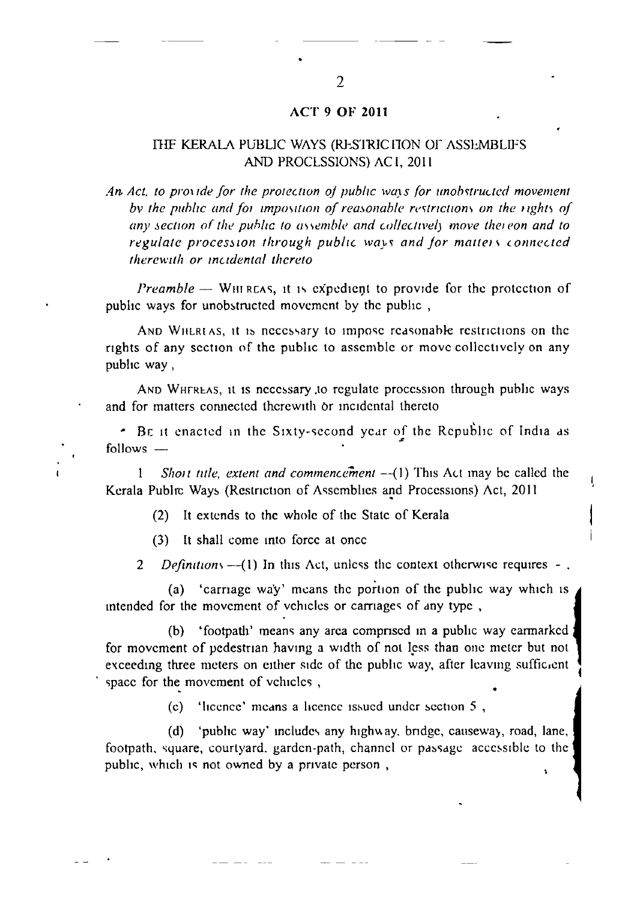# ACT 9 OF 2011

## THE KERALA PUBLIC WAYS (RESTRICTION OF ASSEMBLIES AND PROCESSIONS) ACT, 2011

*An Act, to provide for the protection of public ways for unobstructed movement by the public and for imposition of reasonable restrictions on the rights of any section of the public to assemble and collectively move thereon and to regulate procession through public ways and for matters connected therewith or incidental thereto*

*Preamble* — WHEREAS, it is expedient to provide for the protection of public ways for unobstructed movement by the public ,

AND WHEREAS, it is necessary to impose reasonable restrictions on the rights of any section of the public to assemble or move collectively on any public way ,

AND WHEREAS, it is necessary to regulate procession through public ways and for matters connected therewith or incidental thereto

BE it enacted in the Sixty-second year of the Republic of India as follows —

1 *Short title, extent and commencement* —(1) This Act may be called the Kerala Public Ways (Restriction of Assemblies and Processions) Act, 2011

(2) It extends to the whole of the State of Kerala

(3) It shall come into force at once

2 *Definitions* —(1) In this Act, unless the context otherwise requires - ,

(a) 'carriage way' means the portion of the public way which is intended for the movement of vehicles or carriages of any type ,

(b) 'footpath' means any area comprised in a public way earmarked for movement of pedestrian having a width of not less than one meter but not exceeding three meters on either side of the public way, after leaving sufficient space for the movement of vehicles ,

(c) 'licence' means a licence issued under section 5 ,

(d) 'public way' includes any highway, bridge, causeway, road, lane, footpath, square, courtyard, garden-path, channel or passage accessible to the public, which is not owned by a private person ,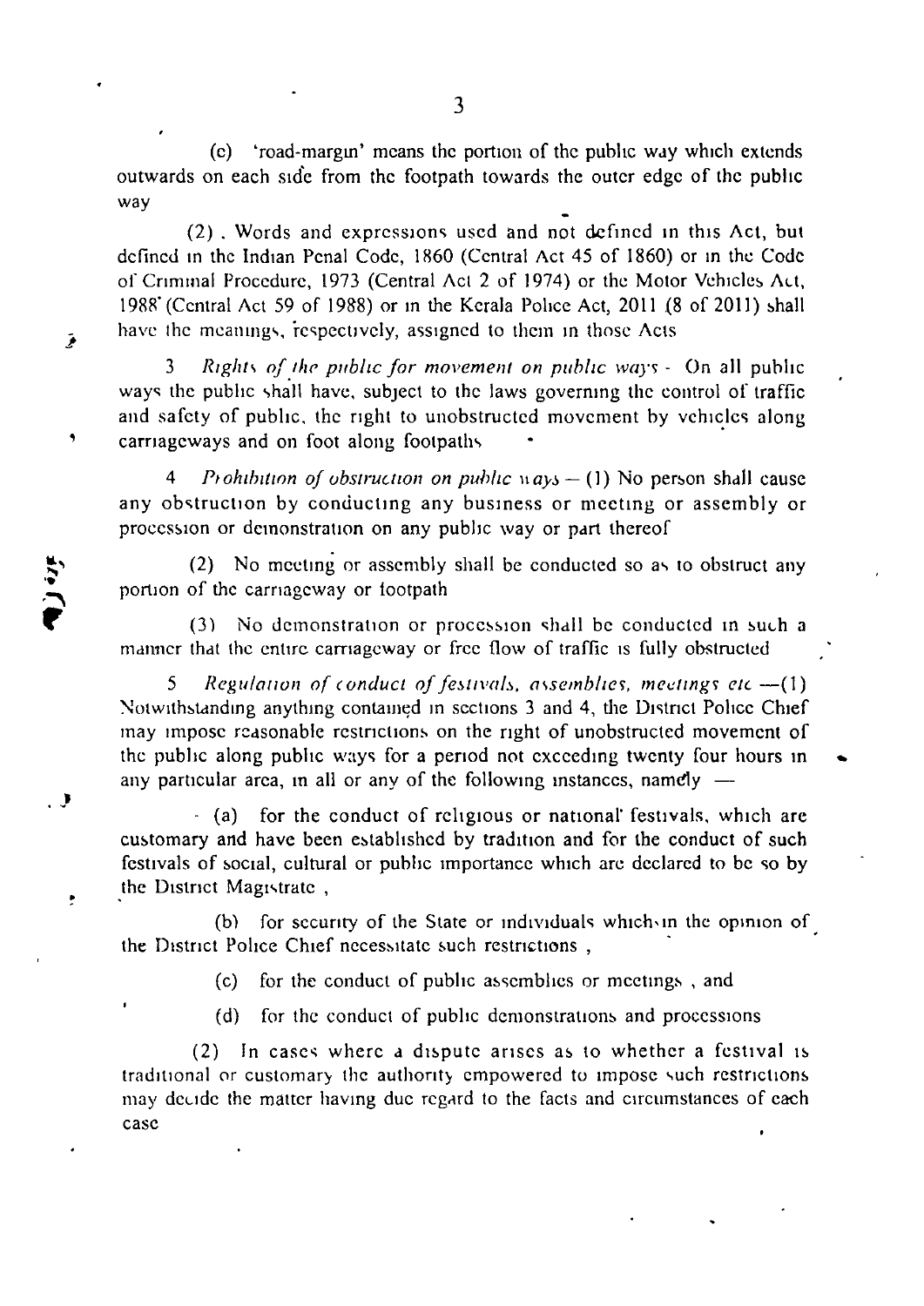(c) 'road-margin' means the portion of the public way which extends outwards on each side from the footpath towards the outer edge of the public way

(2) . Words and expressions used and not defined in this Act, but defined in the Indian Penal Code, 1860 (Central Act 45 of 1860) or in the Code of Criminal Procedure, 1973 (Central Act 2 of 1974) or the Motor Vehicles Act, 1988 (Central Act 59 of 1988) or in the Kerala Police Act, 2011 (8 of 2011) shall have the meanings, respectively, assigned to them in those Acts

3 *Rights of the public for movement on public ways* - On all public ways the public shall have, subject to the laws governing the control of traffic and safety of public, the right to unobstructed movement by vehicles along carriageways and on foot along footpaths

4 *Prohibition of obstruction on public ways* — (1) No person shall cause any obstruction by conducting any business or meeting or assembly or procession or demonstration on any public way or part thereof

(2) No meeting or assembly shall be conducted so as to obstruct any portion of the carriageway or footpath

(3) No demonstration or procession shall be conducted in such a manner that the entire carriageway or free flow of traffic is fully obstructed

5 *Regulation of conduct of festivals, assemblies, meetings etc* —(1) Notwithstanding anything contained in sections 3 and 4, the District Police Chief may impose reasonable restrictions on the right of unobstructed movement of the public along public ways for a period not exceeding twenty four hours in any particular area, in all or any of the following instances, namely —

(a) for the conduct of religious or national festivals, which are customary and have been established by tradition and for the conduct of such festivals of social, cultural or public importance which are declared to be so by the District Magistrate ,

(b) for security of the State or individuals which in the opinion of the District Police Chief necessitate such restrictions ,

(c) for the conduct of public assemblies or meetings , and

(d) for the conduct of public demonstrations and processions

(2) In cases where a dispute arises as to whether a festival is traditional or customary the authority empowered to impose such restrictions may decide the matter having due regard to the facts and circumstances of each case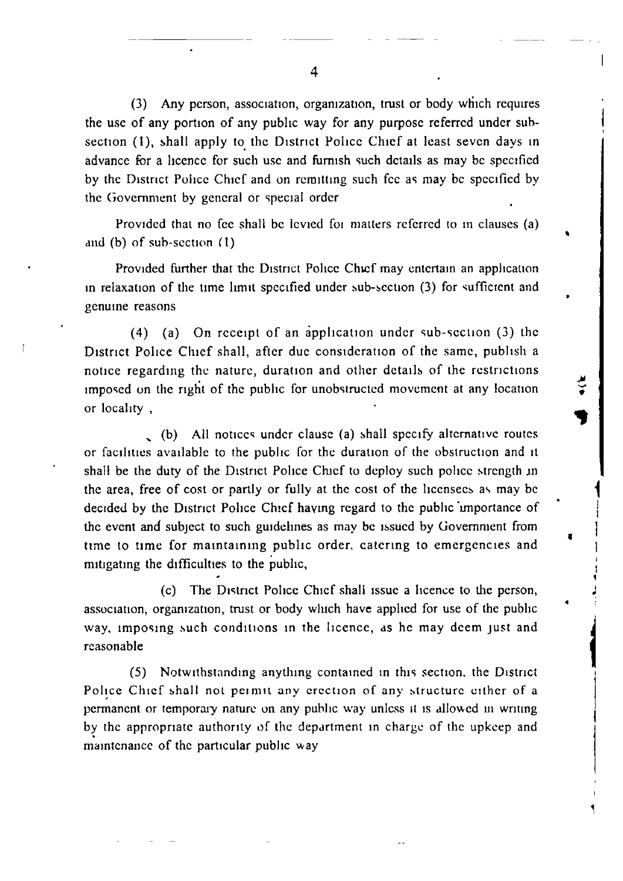(3) Any person, association, organization, trust or body which requires the use of any portion of any public way for any purpose referred under sub-section (1), shall apply to the District Police Chief at least seven days in advance for a licence for such use and furnish such details as may be specified by the District Police Chief and on remitting such fee as may be specified by the Government by general or special order

Provided that no fee shall be levied for matters referred to in clauses (a) and (b) of sub-section (1)

Provided further that the District Police Chief may entertain an application in relaxation of the time limit specified under sub-section (3) for sufficient and genuine reasons

(4) (a) On receipt of an application under sub-section (3) the District Police Chief shall, after due consideration of the same, publish a notice regarding the nature, duration and other details of the restrictions imposed on the right of the public for unobstructed movement at any location or locality ,

(b) All notices under clause (a) shall specify alternative routes or facilities available to the public for the duration of the obstruction and it shall be the duty of the District Police Chief to deploy such police strength in the area, free of cost or partly or fully at the cost of the licensees as may be decided by the District Police Chief having regard to the public importance of the event and subject to such guidelines as may be issued by Government from time to time for maintaining public order, catering to emergencies and mitigating the difficulties to the public,

(c) The District Police Chief shall issue a licence to the person, association, organization, trust or body which have applied for use of the public way, imposing such conditions in the licence, as he may deem just and reasonable

(5) Notwithstanding anything contained in this section, the District Police Chief shall not permit any erection of any structure either of a permanent or temporary nature on any public way unless it is allowed in writing by the appropriate authority of the department in charge of the upkeep and maintenance of the particular public way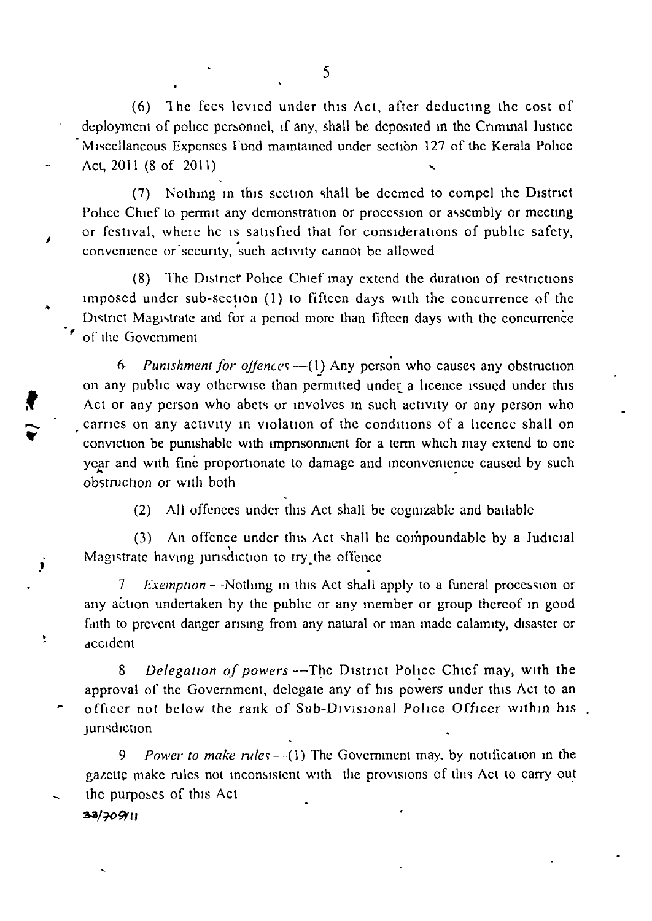(6) The fees levied under this Act, after deducting the cost of deployment of police personnel, if any, shall be deposited in the Criminal Justice Miscellaneous Expenses Fund maintained under section 127 of the Kerala Police Act, 2011 (8 of 2011)

(7) Nothing in this section shall be deemed to compel the District Police Chief to permit any demonstration or procession or assembly or meeting or festival, where he is satisfied that for considerations of public safety, convenience or security, such activity cannot be allowed

(8) The District Police Chief may extend the duration of restrictions imposed under sub-section (1) to fifteen days with the concurrence of the District Magistrate and for a period more than fifteen days with the concurrence of the Government

6 *Punishment for offences*—(1) Any person who causes any obstruction on any public way otherwise than permitted under a licence issued under this Act or any person who abets or involves in such activity or any person who carries on any activity in violation of the conditions of a licence shall on conviction be punishable with imprisonment for a term which may extend to one year and with fine proportionate to damage and inconvenience caused by such obstruction or with both

(2) All offences under this Act shall be cognizable and bailable

(3) An offence under this Act shall be compoundable by a Judicial Magistrate having jurisdiction to try the offence

7 *Exemption* - Nothing in this Act shall apply to a funeral procession or any action undertaken by the public or any member or group thereof in good faith to prevent danger arising from any natural or man made calamity, disaster or accident

8 *Delegation of powers*—The District Police Chief may, with the approval of the Government, delegate any of his powers under this Act to an officer not below the rank of Sub-Divisional Police Officer within his jurisdiction

9 *Power to make rules*—(1) The Government may, by notification in the gazette make rules not inconsistent with the provisions of this Act to carry out the purposes of this Act

33/709/11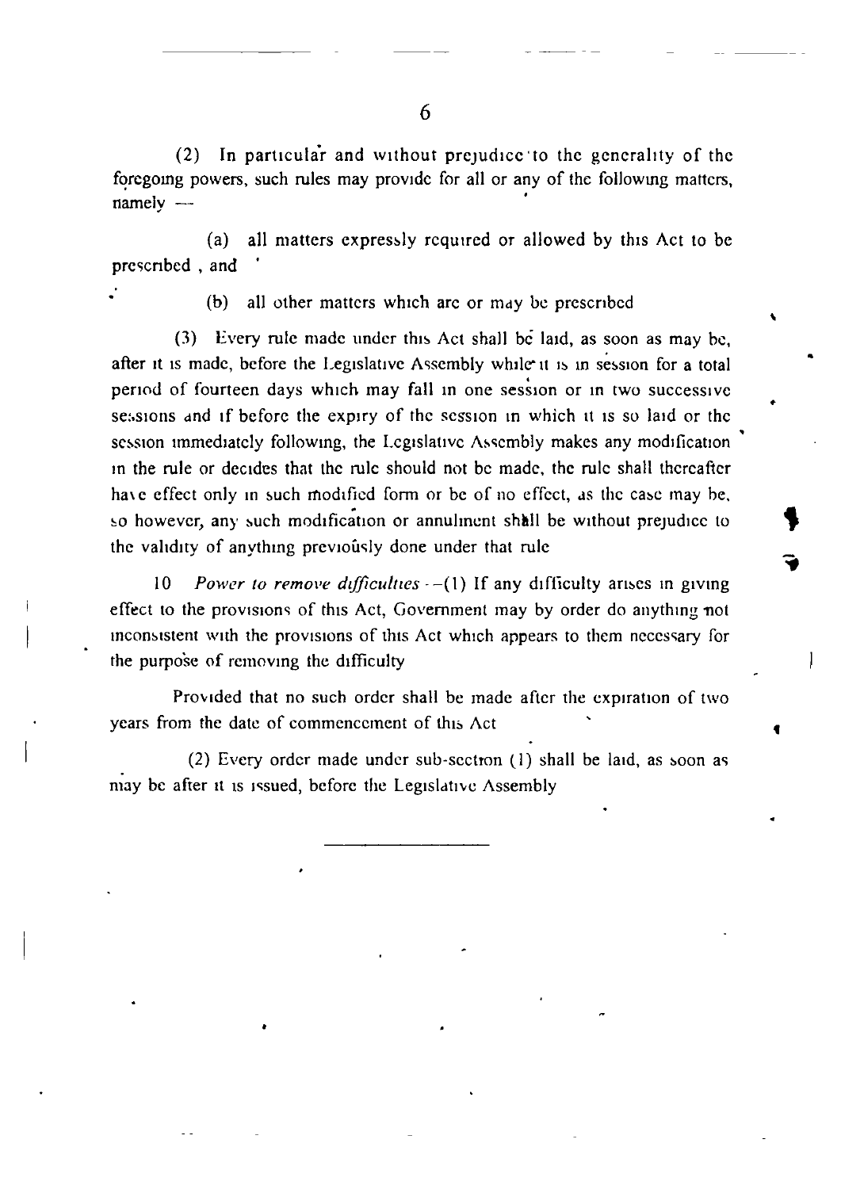(2) In particular and without prejudice to the generality of the foregoing powers, such rules may provide for all or any of the following matters, namely —

(a) all matters expressly required or allowed by this Act to be prescribed , and

(b) all other matters which are or may be prescribed

(3) Every rule made under this Act shall be laid, as soon as may be, after it is made, before the Legislative Assembly while it is in session for a total period of fourteen days which may fall in one session or in two successive sessions and if before the expiry of the session in which it is so laid or the session immediately following, the Legislative Assembly makes any modification in the rule or decides that the rule should not be made, the rule shall thereafter have effect only in such modified form or be of no effect, as the case may be, so however, any such modification or annulment shall be without prejudice to the validity of anything previously done under that rule

10 *Power to remove difficulties* --(1) If any difficulty arises in giving effect to the provisions of this Act, Government may by order do anything not inconsistent with the provisions of this Act which appears to them necessary for the purpose of removing the difficulty

Provided that no such order shall be made after the expiration of two years from the date of commencement of this Act

(2) Every order made under sub-section (1) shall be laid, as soon as may be after it is issued, before the Legislative Assembly

---